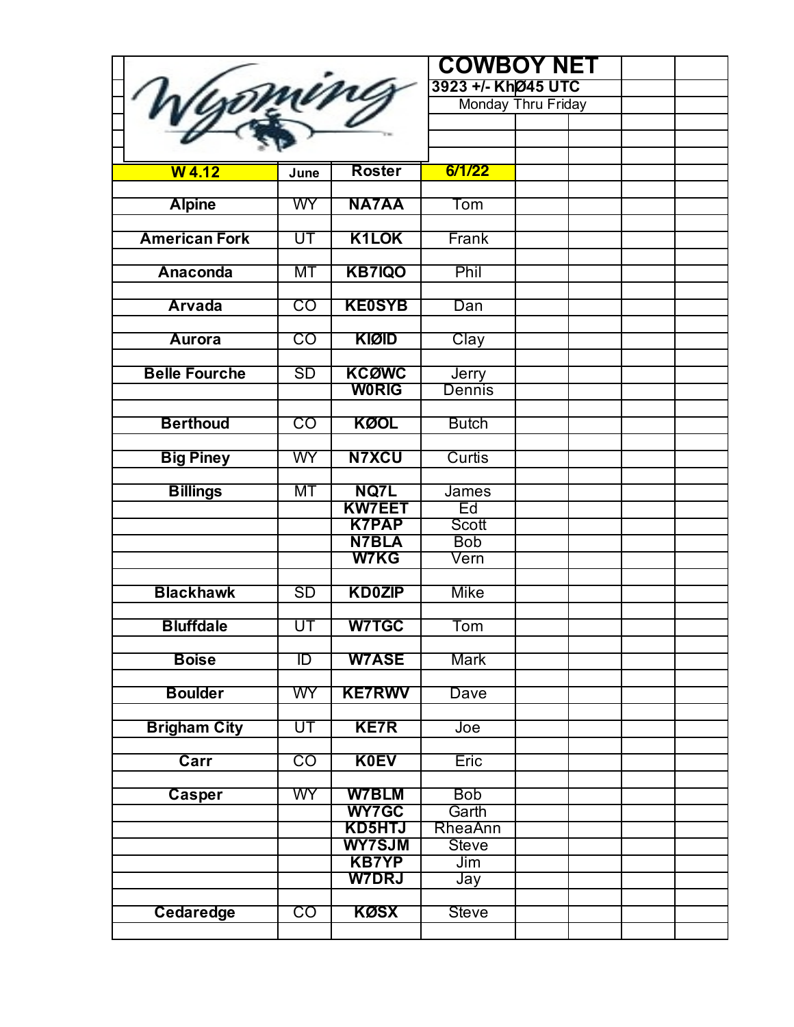# COWBOY NET

**3923 +/- KhØ45 UTC**

Monday Thru Friday

| W 4.12 | June | Roster | 6/1/22 |
|---|---|---|---|
| Alpine | WY | NA7AA | Tom |
| American Fork | UT | K1LOK | Frank |
| Anaconda | MT | KB7IQO | Phil |
| Arvada | CO | KE0SYB | Dan |
| Aurora | CO | KIØID | Clay |
| Belle Fourche | SD | KCØWC | Jerry |
| | | W0RIG | Dennis |
| Berthoud | CO | KØOL | Butch |
| Big Piney | WY | N7XCU | Curtis |
| Billings | MT | NQ7L | James |
| | | KW7EET | Ed |
| | | K7PAP | Scott |
| | | N7BLA | Bob |
| | | W7KG | Vern |
| Blackhawk | SD | KD0ZIP | Mike |
| Bluffdale | UT | W7TGC | Tom |
| Boise | ID | W7ASE | Mark |
| Boulder | WY | KE7RWV | Dave |
| Brigham City | UT | KE7R | Joe |
| Carr | CO | K0EV | Eric |
| Casper | WY | W7BLM | Bob |
| | | WY7GC | Garth |
| | | KD5HTJ | RheaAnn |
| | | WY7SJM | Steve |
| | | KB7YP | Jim |
| | | W7DRJ | Jay |
| Cedaredge | CO | KØSX | Steve |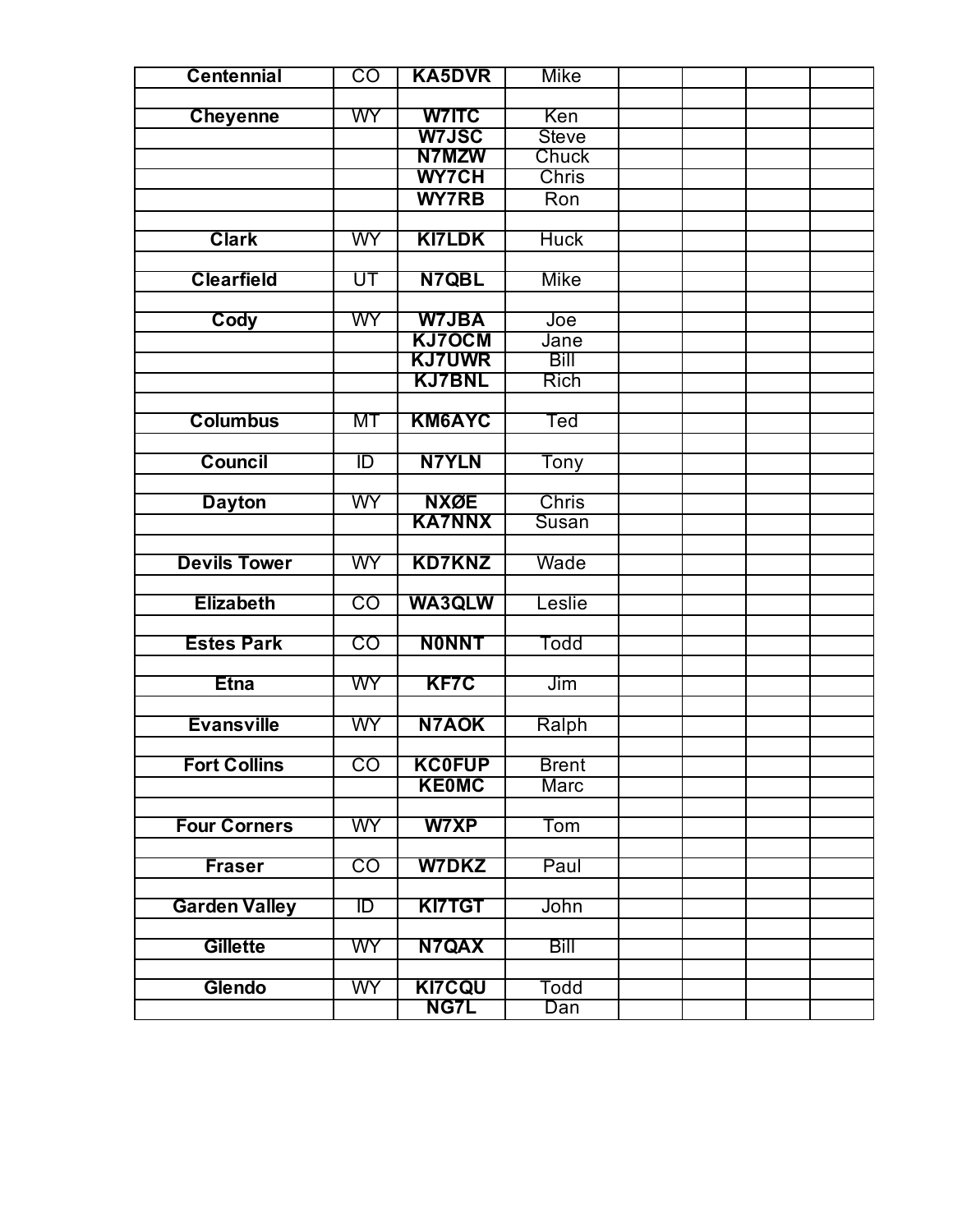| | | | | | | | |
|---|---|---|---|---|---|---|---|
| **Centennial** | CO | **KA5DVR** | Mike | | | | |
| | | | | | | | |
| **Cheyenne** | WY | **W7ITC** | Ken | | | | |
| | | **W7JSC** | Steve | | | | |
| | | **N7MZW** | Chuck | | | | |
| | | **WY7CH** | Chris | | | | |
| | | **WY7RB** | Ron | | | | |
| | | | | | | | |
| **Clark** | WY | **KI7LDK** | Huck | | | | |
| | | | | | | | |
| **Clearfield** | UT | **N7QBL** | Mike | | | | |
| | | | | | | | |
| **Cody** | WY | **W7JBA** | Joe | | | | |
| | | **KJ7OCM** | Jane | | | | |
| | | **KJ7UWR** | Bill | | | | |
| | | **KJ7BNL** | Rich | | | | |
| | | | | | | | |
| **Columbus** | MT | **KM6AYC** | Ted | | | | |
| | | | | | | | |
| **Council** | ID | **N7YLN** | Tony | | | | |
| | | | | | | | |
| **Dayton** | WY | **NXØE** | Chris | | | | |
| | | **KA7NNX** | Susan | | | | |
| | | | | | | | |
| **Devils Tower** | WY | **KD7KNZ** | Wade | | | | |
| | | | | | | | |
| **Elizabeth** | CO | **WA3QLW** | Leslie | | | | |
| | | | | | | | |
| **Estes Park** | CO | **N0NNT** | Todd | | | | |
| | | | | | | | |
| **Etna** | WY | **KF7C** | Jim | | | | |
| | | | | | | | |
| **Evansville** | WY | **N7AOK** | Ralph | | | | |
| | | | | | | | |
| **Fort Collins** | CO | **KC0FUP** | Brent | | | | |
| | | **KE0MC** | Marc | | | | |
| | | | | | | | |
| **Four Corners** | WY | **W7XP** | Tom | | | | |
| | | | | | | | |
| **Fraser** | CO | **W7DKZ** | Paul | | | | |
| | | | | | | | |
| **Garden Valley** | ID | **KI7TGT** | John | | | | |
| | | | | | | | |
| **Gillette** | WY | **N7QAX** | Bill | | | | |
| | | | | | | | |
| **Glendo** | WY | **KI7CQU** | Todd | | | | |
| | | **NG7L** | Dan | | | | |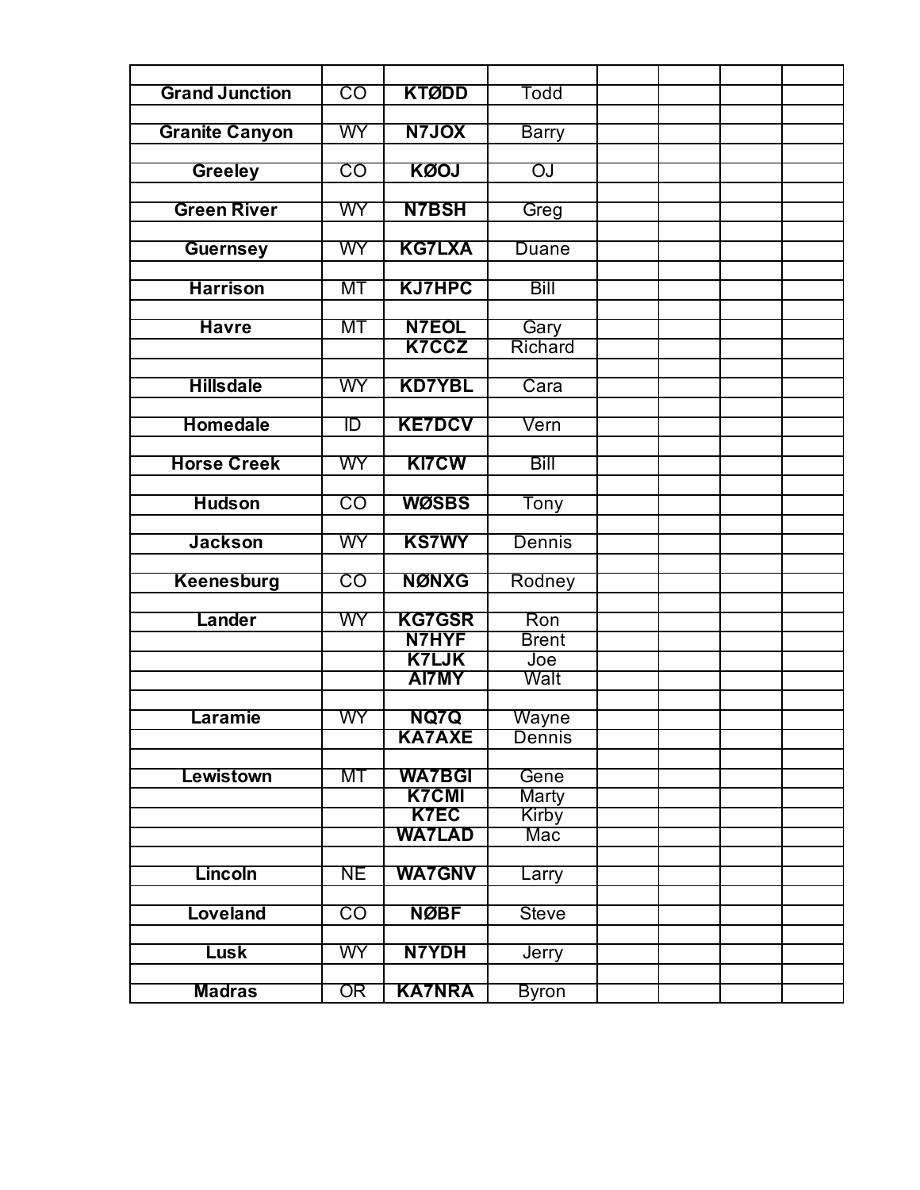| | | | | | | | |
|---|---|---|---|---|---|---|---|
| **Grand Junction** | CO | **KTØDD** | Todd | | | | |
| | | | | | | | |
| **Granite Canyon** | WY | **N7JOX** | Barry | | | | |
| | | | | | | | |
| **Greeley** | CO | **KØOJ** | OJ | | | | |
| | | | | | | | |
| **Green River** | WY | **N7BSH** | Greg | | | | |
| | | | | | | | |
| **Guernsey** | WY | **KG7LXA** | Duane | | | | |
| | | | | | | | |
| **Harrison** | MT | **KJ7HPC** | Bill | | | | |
| | | | | | | | |
| **Havre** | MT | **N7EOL** | Gary | | | | |
| | | **K7CCZ** | Richard | | | | |
| | | | | | | | |
| **Hillsdale** | WY | **KD7YBL** | Cara | | | | |
| | | | | | | | |
| **Homedale** | ID | **KE7DCV** | Vern | | | | |
| | | | | | | | |
| **Horse Creek** | WY | **KI7CW** | Bill | | | | |
| | | | | | | | |
| **Hudson** | CO | **WØSBS** | Tony | | | | |
| | | | | | | | |
| **Jackson** | WY | **KS7WY** | Dennis | | | | |
| | | | | | | | |
| **Keenesburg** | CO | **NØNXG** | Rodney | | | | |
| | | | | | | | |
| **Lander** | WY | **KG7GSR** | Ron | | | | |
| | | **N7HYF** | Brent | | | | |
| | | **K7LJK** | Joe | | | | |
| | | **AI7MY** | Walt | | | | |
| | | | | | | | |
| **Laramie** | WY | **NQ7Q** | Wayne | | | | |
| | | **KA7AXE** | Dennis | | | | |
| | | | | | | | |
| **Lewistown** | MT | **WA7BGI** | Gene | | | | |
| | | **K7CMI** | Marty | | | | |
| | | **K7EC** | Kirby | | | | |
| | | **WA7LAD** | Mac | | | | |
| | | | | | | | |
| **Lincoln** | NE | **WA7GNV** | Larry | | | | |
| | | | | | | | |
| **Loveland** | CO | **NØBF** | Steve | | | | |
| | | | | | | | |
| **Lusk** | WY | **N7YDH** | Jerry | | | | |
| | | | | | | | |
| **Madras** | OR | **KA7NRA** | Byron | | | | |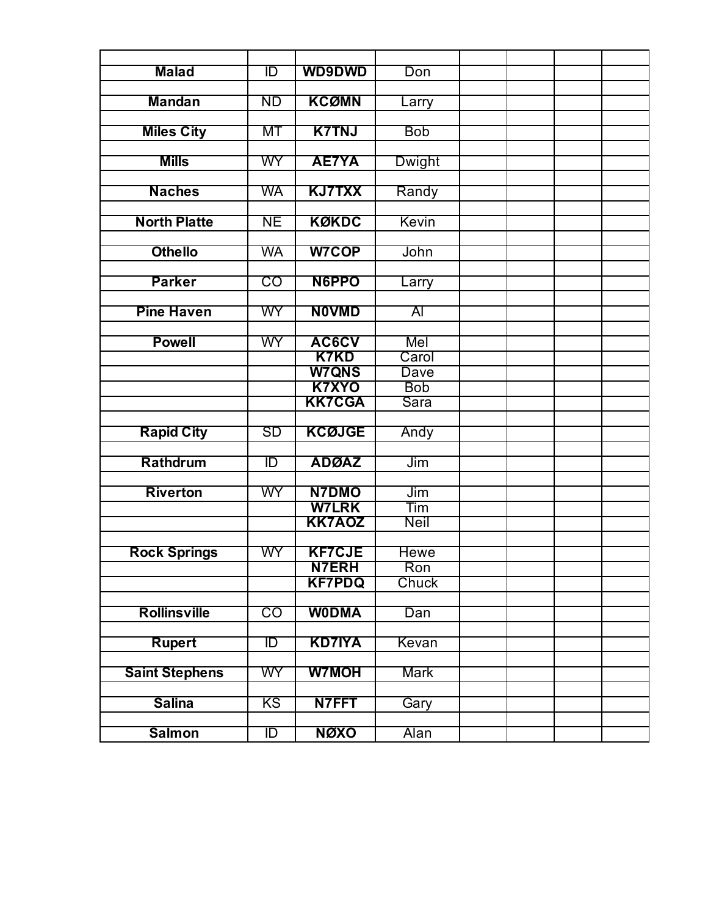| | | | | | | | |
|---|---|---|---|---|---|---|---|
| **Malad** | ID | **WD9DWD** | Don | | | | |
| | | | | | | | |
| **Mandan** | ND | **KCØMN** | Larry | | | | |
| | | | | | | | |
| **Miles City** | MT | **K7TNJ** | Bob | | | | |
| | | | | | | | |
| **Mills** | WY | **AE7YA** | Dwight | | | | |
| | | | | | | | |
| **Naches** | WA | **KJ7TXX** | Randy | | | | |
| | | | | | | | |
| **North Platte** | NE | **KØKDC** | Kevin | | | | |
| | | | | | | | |
| **Othello** | WA | **W7COP** | John | | | | |
| | | | | | | | |
| **Parker** | CO | **N6PPO** | Larry | | | | |
| | | | | | | | |
| **Pine Haven** | WY | **N0VMD** | Al | | | | |
| | | | | | | | |
| **Powell** | WY | **AC6CV** | Mel | | | | |
| | | **K7KD** | Carol | | | | |
| | | **W7QNS** | Dave | | | | |
| | | **K7XYO** | Bob | | | | |
| | | **KK7CGA** | Sara | | | | |
| | | | | | | | |
| **Rapid City** | SD | **KCØJGE** | Andy | | | | |
| | | | | | | | |
| **Rathdrum** | ID | **ADØAZ** | Jim | | | | |
| | | | | | | | |
| **Riverton** | WY | **N7DMO** | Jim | | | | |
| | | **W7LRK** | Tim | | | | |
| | | **KK7AOZ** | Neil | | | | |
| | | | | | | | |
| **Rock Springs** | WY | **KF7CJE** | Hewe | | | | |
| | | **N7ERH** | Ron | | | | |
| | | **KF7PDQ** | Chuck | | | | |
| | | | | | | | |
| **Rollinsville** | CO | **W0DMA** | Dan | | | | |
| | | | | | | | |
| **Rupert** | ID | **KD7IYA** | Kevan | | | | |
| | | | | | | | |
| **Saint Stephens** | WY | **W7MOH** | Mark | | | | |
| | | | | | | | |
| **Salina** | KS | **N7FFT** | Gary | | | | |
| | | | | | | | |
| **Salmon** | ID | **NØXO** | Alan | | | | |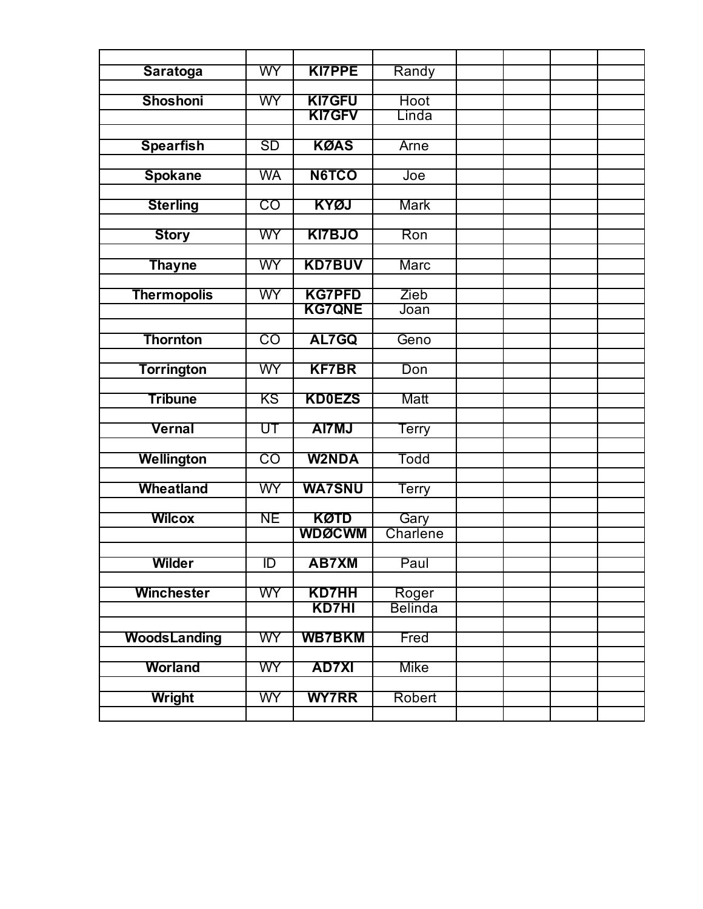| | | | | | | | |
|---|---|---|---|---|---|---|---|
| | | | | | | | |
| **Saratoga** | WY | **KI7PPE** | Randy | | | | |
| | | | | | | | |
| **Shoshoni** | WY | **KI7GFU** | Hoot | | | | |
| | | **KI7GFV** | Linda | | | | |
| | | | | | | | |
| **Spearfish** | SD | **KØAS** | Arne | | | | |
| | | | | | | | |
| **Spokane** | WA | **N6TCO** | Joe | | | | |
| | | | | | | | |
| **Sterling** | CO | **KYØJ** | Mark | | | | |
| | | | | | | | |
| **Story** | WY | **KI7BJO** | Ron | | | | |
| | | | | | | | |
| **Thayne** | WY | **KD7BUV** | Marc | | | | |
| | | | | | | | |
| **Thermopolis** | WY | **KG7PFD** | Zieb | | | | |
| | | **KG7QNE** | Joan | | | | |
| | | | | | | | |
| **Thornton** | CO | **AL7GQ** | Geno | | | | |
| | | | | | | | |
| **Torrington** | WY | **KF7BR** | Don | | | | |
| | | | | | | | |
| **Tribune** | KS | **KD0EZS** | Matt | | | | |
| | | | | | | | |
| **Vernal** | UT | **AI7MJ** | Terry | | | | |
| | | | | | | | |
| **Wellington** | CO | **W2NDA** | Todd | | | | |
| | | | | | | | |
| **Wheatland** | WY | **WA7SNU** | Terry | | | | |
| | | | | | | | |
| **Wilcox** | NE | **KØTD** | Gary | | | | |
| | | **WDØCWM** | Charlene | | | | |
| | | | | | | | |
| **Wilder** | ID | **AB7XM** | Paul | | | | |
| | | | | | | | |
| **Winchester** | WY | **KD7HH** | Roger | | | | |
| | | **KD7HI** | Belinda | | | | |
| | | | | | | | |
| **WoodsLanding** | WY | **WB7BKM** | Fred | | | | |
| | | | | | | | |
| **Worland** | WY | **AD7XI** | Mike | | | | |
| | | | | | | | |
| **Wright** | WY | **WY7RR** | Robert | | | | |
| | | | | | | | |